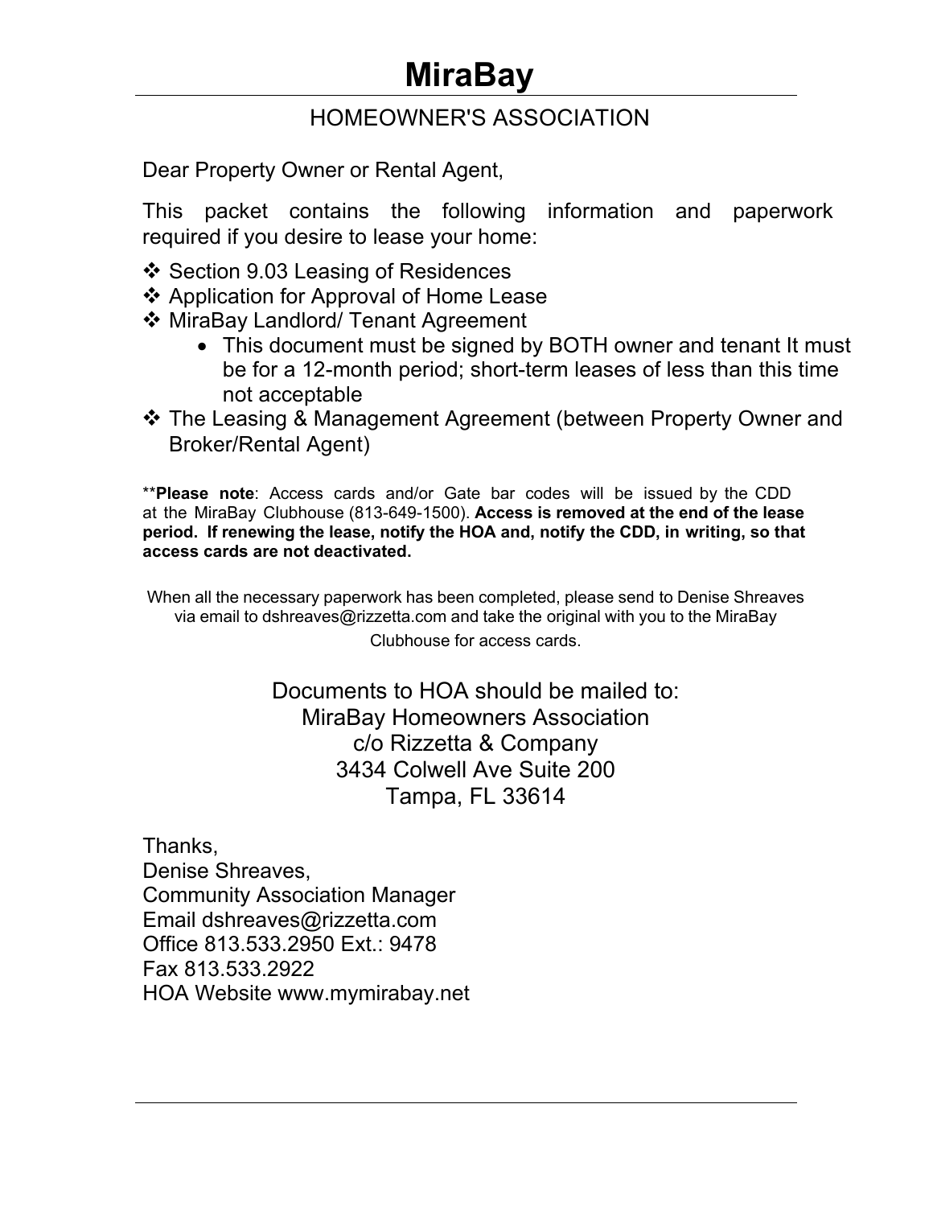# MiraBay

## HOMEOWNER'S ASSOCIATION

Dear Property Owner or Rental Agent,

This packet contains the following information and paperwork required if you desire to lease your home:

- ❖ Section 9.03 Leasing of Residences
- ❖ Application for Approval of Home Lease
- ❖ MiraBay Landlord/ Tenant Agreement
  - This document must be signed by BOTH owner and tenant It must be for a 12-month period; short-term leases of less than this time not acceptable
- ❖ The Leasing & Management Agreement (between Property Owner and Broker/Rental Agent)

**\*\*Please note**: Access cards and/or Gate bar codes will be issued by the CDD at the MiraBay Clubhouse (813-649-1500). **Access is removed at the end of the lease period. If renewing the lease, notify the HOA and, notify the CDD, in writing, so that access cards are not deactivated.**

When all the necessary paperwork has been completed, please send to Denise Shreaves via email to dshreaves@rizzetta.com and take the original with you to the MiraBay Clubhouse for access cards.

Documents to HOA should be mailed to:
MiraBay Homeowners Association
c/o Rizzetta & Company
3434 Colwell Ave Suite 200
Tampa, FL 33614

Thanks,
Denise Shreaves,
Community Association Manager
Email dshreaves@rizzetta.com
Office 813.533.2950 Ext.: 9478
Fax 813.533.2922
HOA Website www.mymirabay.net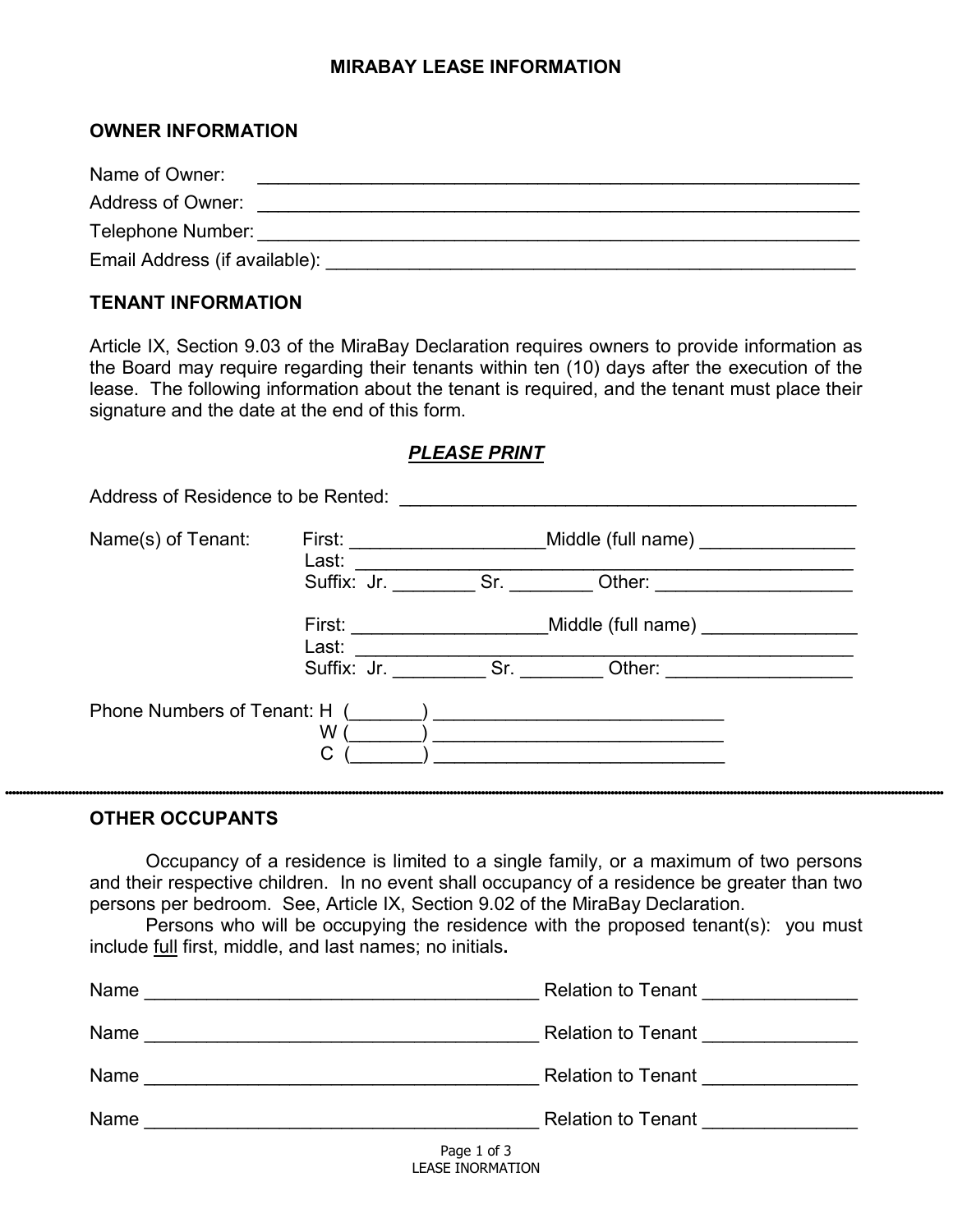## MIRABAY LEASE INFORMATION

### OWNER INFORMATION

Name of Owner: ______________________________________________________________

Address of Owner: ______________________________________________________________

Telephone Number: ______________________________________________________________

Email Address (if available): ______________________________________________________

### TENANT INFORMATION

Article IX, Section 9.03 of the MiraBay Declaration requires owners to provide information as the Board may require regarding their tenants within ten (10) days after the execution of the lease. The following information about the tenant is required, and the tenant must place their signature and the date at the end of this form.

***PLEASE PRINT***

Address of Residence to be Rented: ______________________________________________

Name(s) of Tenant:

First: ___________________ Middle (full name) _______________
Last: ________________________________________________
Suffix: Jr. ________ Sr. ________ Other: ___________________

First: ___________________ Middle (full name) _______________
Last: ________________________________________________
Suffix: Jr. _________ Sr. ________ Other: __________________

Phone Numbers of Tenant: H (_______) ____________________________
W (_______) ____________________________
C (_______) ____________________________

---

### OTHER OCCUPANTS

Occupancy of a residence is limited to a single family, or a maximum of two persons and their respective children. In no event shall occupancy of a residence be greater than two persons per bedroom. See, Article IX, Section 9.02 of the MiraBay Declaration.

Persons who will be occupying the residence with the proposed tenant(s): you must include full first, middle, and last names; no initials.

Name ______________________________________ Relation to Tenant _______________

Name ______________________________________ Relation to Tenant _______________

Name ______________________________________ Relation to Tenant _______________

Name ______________________________________ Relation to Tenant _______________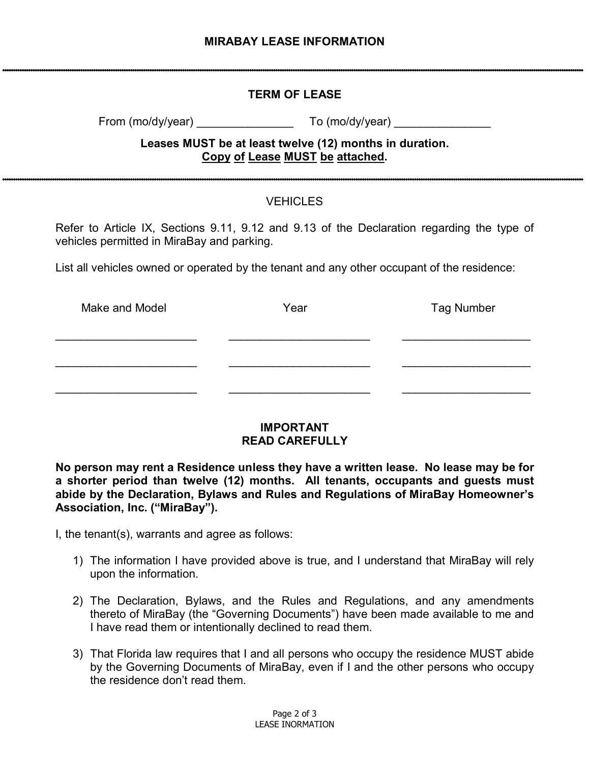# MIRABAY LEASE INFORMATION

---

## TERM OF LEASE

From (mo/dy/year) _______________ To (mo/dy/year) _______________

**Leases MUST be at least twelve (12) months in duration.**
**Copy of Lease MUST be attached.**

---

## VEHICLES

Refer to Article IX, Sections 9.11, 9.12 and 9.13 of the Declaration regarding the type of vehicles permitted in MiraBay and parking.

List all vehicles owned or operated by the tenant and any other occupant of the residence:

| Make and Model | Year | Tag Number |
|---|---|---|
| _______________________ | _______________________ | _____________________ |
| _______________________ | _______________________ | _____________________ |
| _______________________ | _______________________ | _____________________ |

## IMPORTANT
## READ CAREFULLY

**No person may rent a Residence unless they have a written lease. No lease may be for a shorter period than twelve (12) months. All tenants, occupants and guests must abide by the Declaration, Bylaws and Rules and Regulations of MiraBay Homeowner's Association, Inc. ("MiraBay").**

I, the tenant(s), warrants and agree as follows:

1) The information I have provided above is true, and I understand that MiraBay will rely upon the information.

2) The Declaration, Bylaws, and the Rules and Regulations, and any amendments thereto of MiraBay (the "Governing Documents") have been made available to me and I have read them or intentionally declined to read them.

3) That Florida law requires that I and all persons who occupy the residence MUST abide by the Governing Documents of MiraBay, even if I and the other persons who occupy the residence don't read them.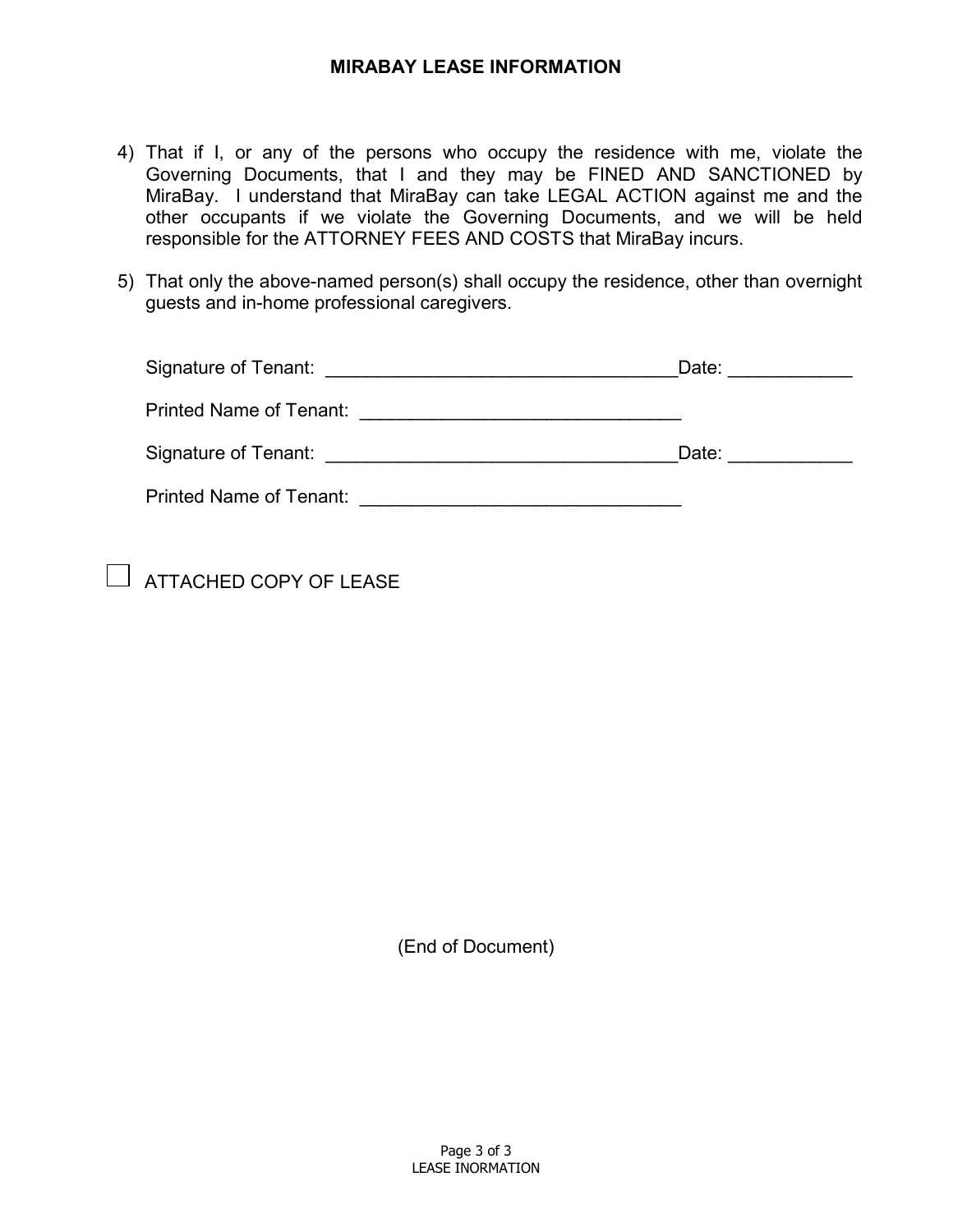## MIRABAY LEASE INFORMATION

4) That if I, or any of the persons who occupy the residence with me, violate the Governing Documents, that I and they may be FINED AND SANCTIONED by MiraBay. I understand that MiraBay can take LEGAL ACTION against me and the other occupants if we violate the Governing Documents, and we will be held responsible for the ATTORNEY FEES AND COSTS that MiraBay incurs.

5) That only the above-named person(s) shall occupy the residence, other than overnight guests and in-home professional caregivers.

Signature of Tenant: ___________________________________Date: ____________

Printed Name of Tenant: _______________________________

Signature of Tenant: ___________________________________Date: ____________

Printed Name of Tenant: _______________________________

☐ ATTACHED COPY OF LEASE

(End of Document)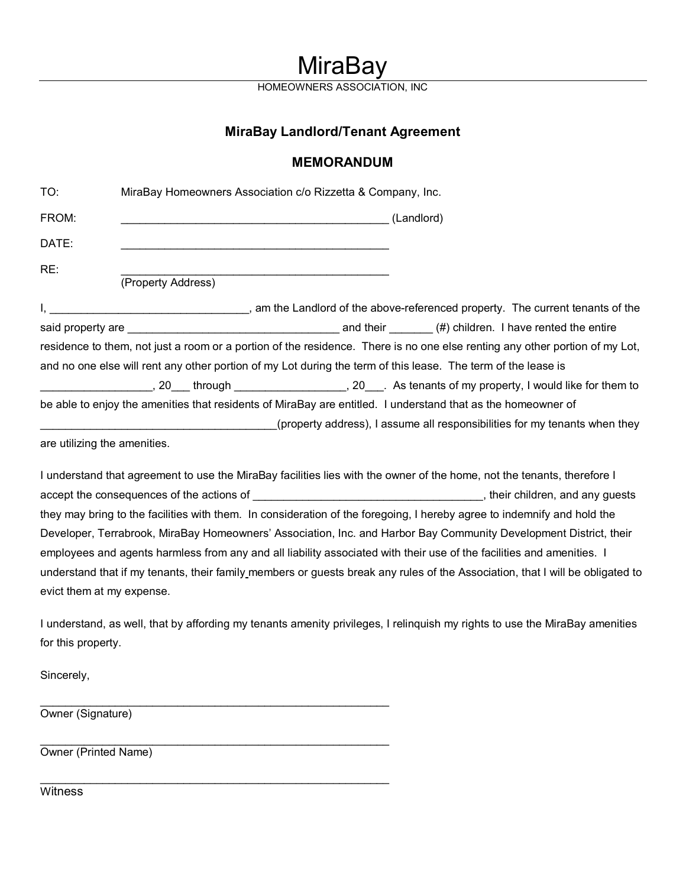# MiraBay

HOMEOWNERS ASSOCIATION, INC

## MiraBay Landlord/Tenant Agreement

## MEMORANDUM

TO: MiraBay Homeowners Association c/o Rizzetta & Company, Inc.

FROM: ___________________________________________ (Landlord)

DATE: ___________________________________________

RE: ___________________________________________
(Property Address)

I, _______________________________, am the Landlord of the above-referenced property. The current tenants of the said property are _________________________________ and their _______ (#) children. I have rented the entire residence to them, not just a room or a portion of the residence. There is no one else renting any other portion of my Lot, and no one else will rent any other portion of my Lot during the term of this lease. The term of the lease is _________________, 20___ through _________________, 20___. As tenants of my property, I would like for them to be able to enjoy the amenities that residents of MiraBay are entitled. I understand that as the homeowner of ____________________________________(property address), I assume all responsibilities for my tenants when they are utilizing the amenities.

I understand that agreement to use the MiraBay facilities lies with the owner of the home, not the tenants, therefore I accept the consequences of the actions of ___________________________________, their children, and any guests they may bring to the facilities with them. In consideration of the foregoing, I hereby agree to indemnify and hold the Developer, Terrabrook, MiraBay Homeowners' Association, Inc. and Harbor Bay Community Development District, their employees and agents harmless from any and all liability associated with their use of the facilities and amenities. I understand that if my tenants, their family members or guests break any rules of the Association, that I will be obligated to evict them at my expense.

I understand, as well, that by affording my tenants amenity privileges, I relinquish my rights to use the MiraBay amenities for this property.

Sincerely,

_______________________________________________________
Owner (Signature)

_______________________________________________________
Owner (Printed Name)

_______________________________________________________
Witness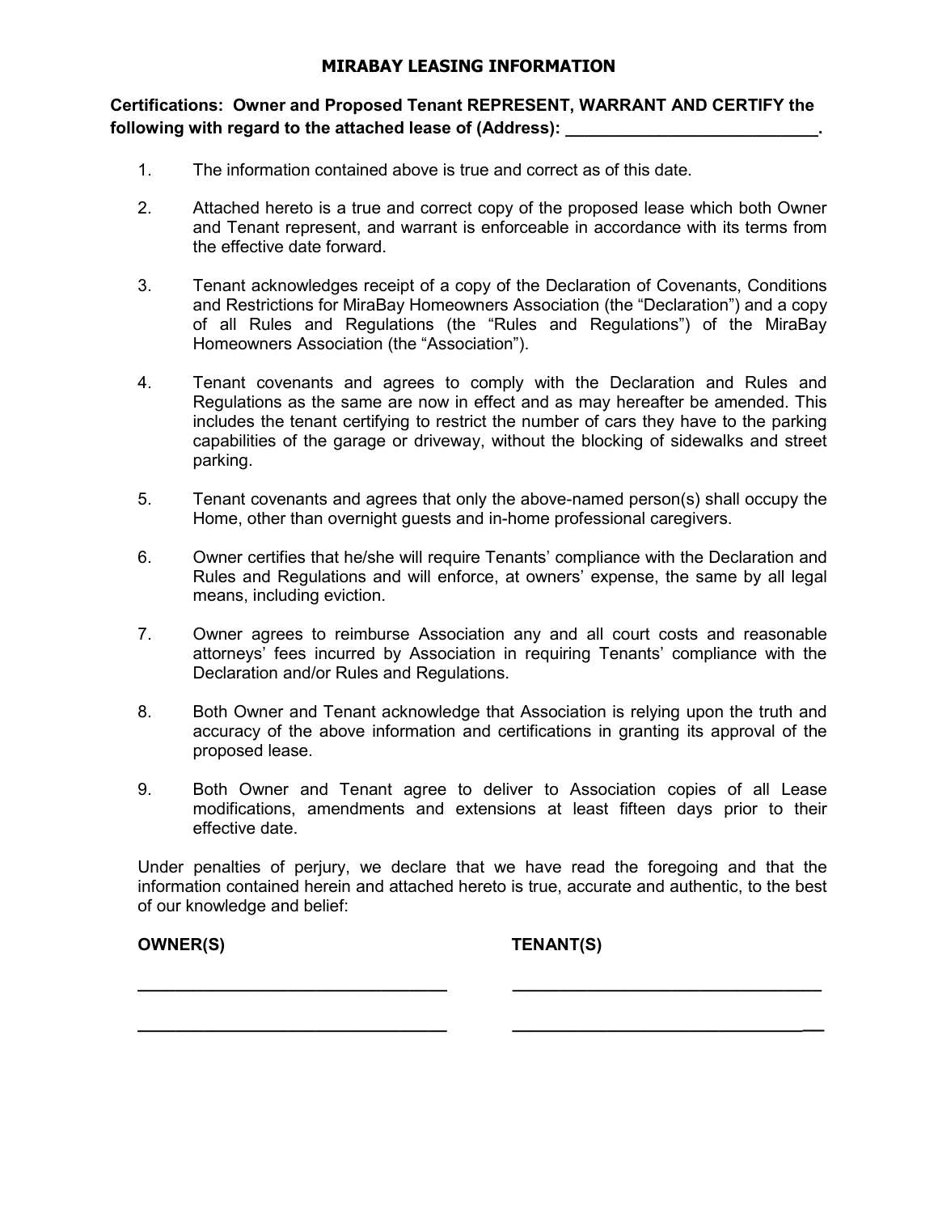# MIRABAY LEASING INFORMATION

**Certifications: Owner and Proposed Tenant REPRESENT, WARRANT AND CERTIFY the following with regard to the attached lease of (Address): ___________________________.**

1. The information contained above is true and correct as of this date.

2. Attached hereto is a true and correct copy of the proposed lease which both Owner and Tenant represent, and warrant is enforceable in accordance with its terms from the effective date forward.

3. Tenant acknowledges receipt of a copy of the Declaration of Covenants, Conditions and Restrictions for MiraBay Homeowners Association (the "Declaration") and a copy of all Rules and Regulations (the "Rules and Regulations") of the MiraBay Homeowners Association (the "Association").

4. Tenant covenants and agrees to comply with the Declaration and Rules and Regulations as the same are now in effect and as may hereafter be amended. This includes the tenant certifying to restrict the number of cars they have to the parking capabilities of the garage or driveway, without the blocking of sidewalks and street parking.

5. Tenant covenants and agrees that only the above-named person(s) shall occupy the Home, other than overnight guests and in-home professional caregivers.

6. Owner certifies that he/she will require Tenants' compliance with the Declaration and Rules and Regulations and will enforce, at owners' expense, the same by all legal means, including eviction.

7. Owner agrees to reimburse Association any and all court costs and reasonable attorneys' fees incurred by Association in requiring Tenants' compliance with the Declaration and/or Rules and Regulations.

8. Both Owner and Tenant acknowledge that Association is relying upon the truth and accuracy of the above information and certifications in granting its approval of the proposed lease.

9. Both Owner and Tenant agree to deliver to Association copies of all Lease modifications, amendments and extensions at least fifteen days prior to their effective date.

Under penalties of perjury, we declare that we have read the foregoing and that the information contained herein and attached hereto is true, accurate and authentic, to the best of our knowledge and belief:

| **OWNER(S)** | **TENANT(S)** |
|---|---|
| ________________________________ | ________________________________ |
| ________________________________ | ________________________________ |